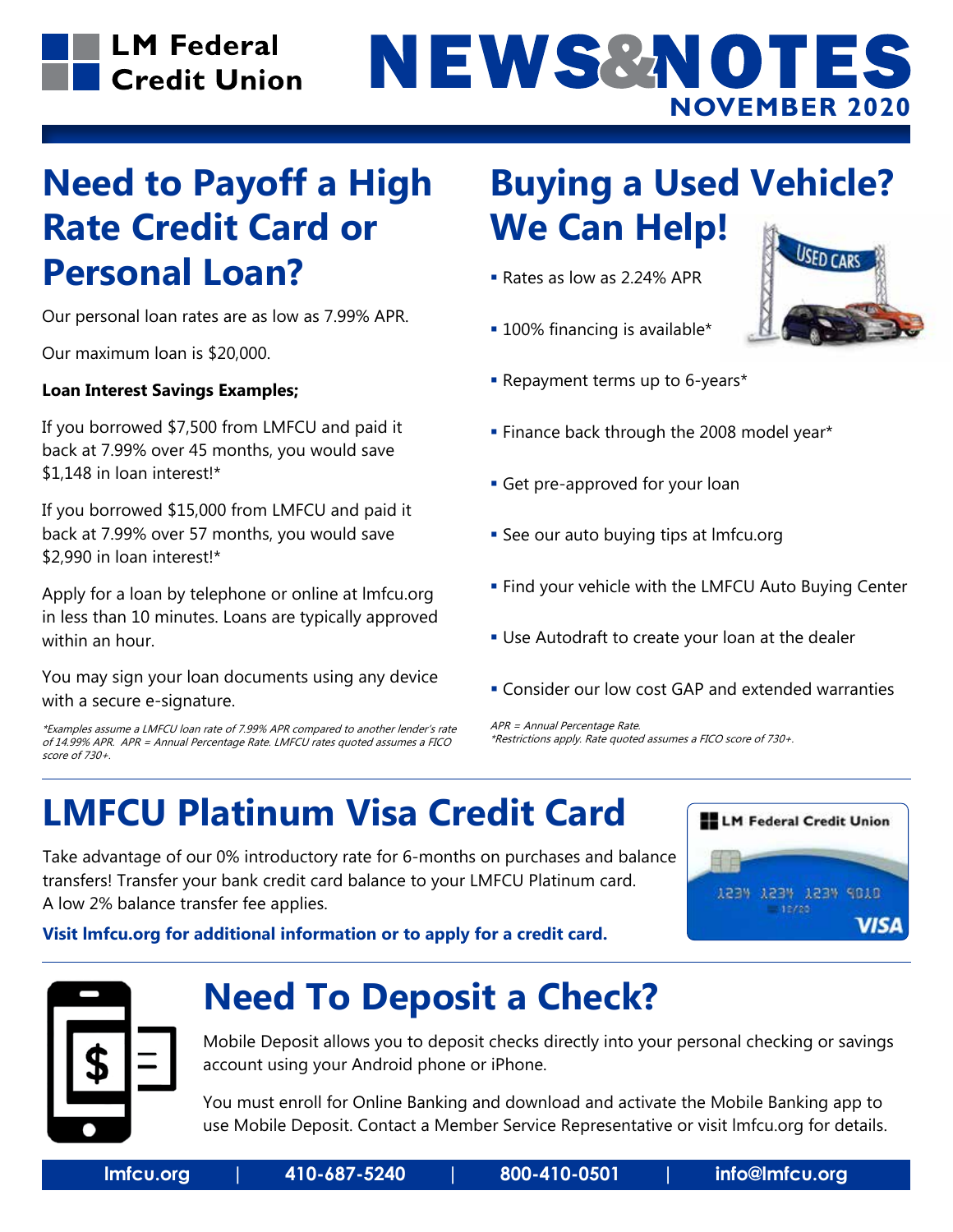LM Federal Credit Union

# NEWS&NOTES

NOVEMBER 2020

## Need to Payoff a High Rate Credit Card or Personal Loan?

Our personal loan rates are as low as 7.99% APR.

Our maximum loan is $20,000.

**Loan Interest Savings Examples;**

If you borrowed $7,500 from LMFCU and paid it back at 7.99% over 45 months, you would save $1,148 in loan interest!*

If you borrowed $15,000 from LMFCU and paid it back at 7.99% over 57 months, you would save $2,990 in loan interest!*

Apply for a loan by telephone or online at lmfcu.org in less than 10 minutes. Loans are typically approved within an hour.

You may sign your loan documents using any device with a secure e-signature.

*\*Examples assume a LMFCU loan rate of 7.99% APR compared to another lender's rate of 14.99% APR. APR = Annual Percentage Rate. LMFCU rates quoted assumes a FICO score of 730+.*

## Buying a Used Vehicle? We Can Help!

- Rates as low as 2.24% APR
- 100% financing is available*
- Repayment terms up to 6-years*
- Finance back through the 2008 model year*
- Get pre-approved for your loan
- See our auto buying tips at lmfcu.org
- Find your vehicle with the LMFCU Auto Buying Center
- Use Autodraft to create your loan at the dealer
- Consider our low cost GAP and extended warranties

*APR = Annual Percentage Rate.*
*\*Restrictions apply. Rate quoted assumes a FICO score of 730+.*

## LMFCU Platinum Visa Credit Card

Take advantage of our 0% introductory rate for 6-months on purchases and balance transfers! Transfer your bank credit card balance to your LMFCU Platinum card. A low 2% balance transfer fee applies.

**Visit lmfcu.org for additional information or to apply for a credit card.**

## Need To Deposit a Check?

Mobile Deposit allows you to deposit checks directly into your personal checking or savings account using your Android phone or iPhone.

You must enroll for Online Banking and download and activate the Mobile Banking app to use Mobile Deposit. Contact a Member Service Representative or visit lmfcu.org for details.

lmfcu.org | 410-687-5240 | 800-410-0501 | info@lmfcu.org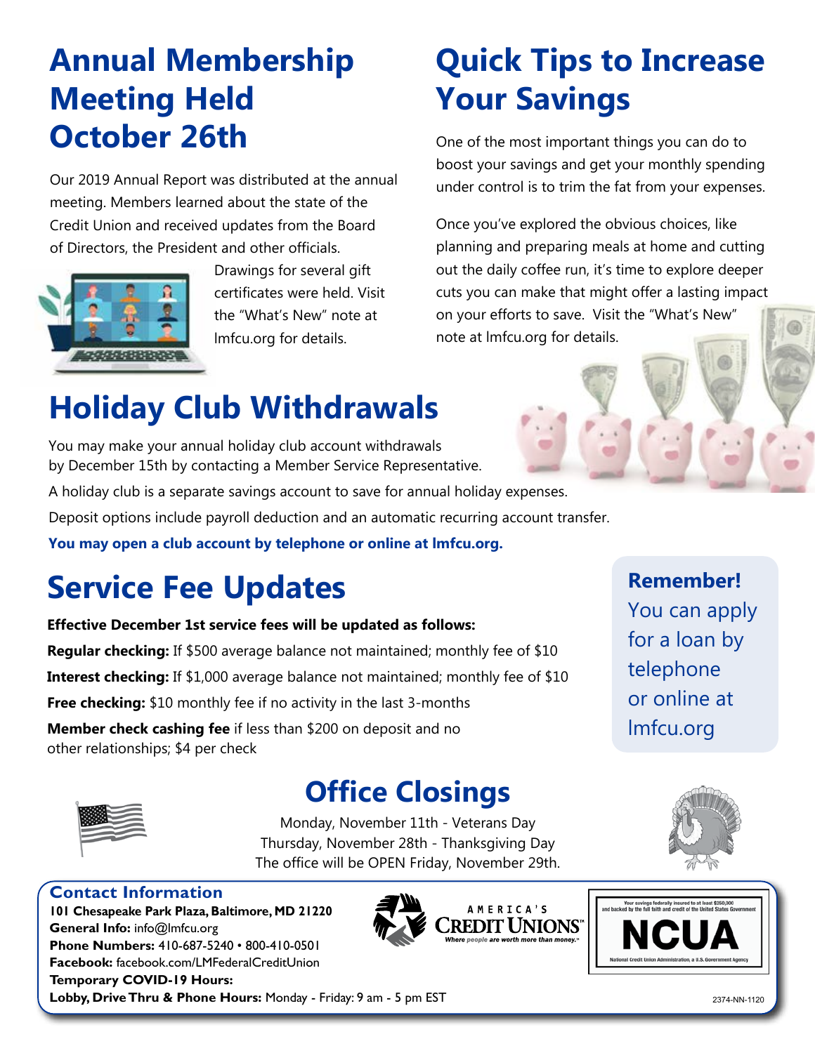# Annual Membership Meeting Held October 26th

Our 2019 Annual Report was distributed at the annual meeting. Members learned about the state of the Credit Union and received updates from the Board of Directors, the President and other officials. Drawings for several gift certificates were held. Visit the "What's New" note at lmfcu.org for details.

# Quick Tips to Increase Your Savings

One of the most important things you can do to boost your savings and get your monthly spending under control is to trim the fat from your expenses.

Once you've explored the obvious choices, like planning and preparing meals at home and cutting out the daily coffee run, it's time to explore deeper cuts you can make that might offer a lasting impact on your efforts to save. Visit the "What's New" note at lmfcu.org for details.

# Holiday Club Withdrawals

You may make your annual holiday club account withdrawals by December 15th by contacting a Member Service Representative.

A holiday club is a separate savings account to save for annual holiday expenses.

Deposit options include payroll deduction and an automatic recurring account transfer.

**You may open a club account by telephone or online at lmfcu.org.**

# Service Fee Updates

**Effective December 1st service fees will be updated as follows:**

**Regular checking:** If $500 average balance not maintained; monthly fee of $10

**Interest checking:** If $1,000 average balance not maintained; monthly fee of $10

**Free checking:** $10 monthly fee if no activity in the last 3-months

**Member check cashing fee** if less than $200 on deposit and no other relationships; $4 per check

**Remember!** You can apply for a loan by telephone or online at lmfcu.org

# Office Closings

Monday, November 11th - Veterans Day
Thursday, November 28th - Thanksgiving Day
The office will be OPEN Friday, November 29th.

## Contact Information

**101 Chesapeake Park Plaza, Baltimore, MD 21220**
**General Info:** info@lmfcu.org
**Phone Numbers:** 410-687-5240 • 800-410-0501
**Facebook:** facebook.com/LMFederalCreditUnion
**Temporary COVID-19 Hours:**
**Lobby, Drive Thru & Phone Hours:** Monday - Friday: 9 am - 5 pm EST

AMERICA'S CREDIT UNIONS™ Where people are worth more than money.™

Your savings federally insured to at least $250,000 and backed by the full faith and credit of the United States Government
NCUA
National Credit Union Administration, a U.S. Government Agency

2374-NN-1120